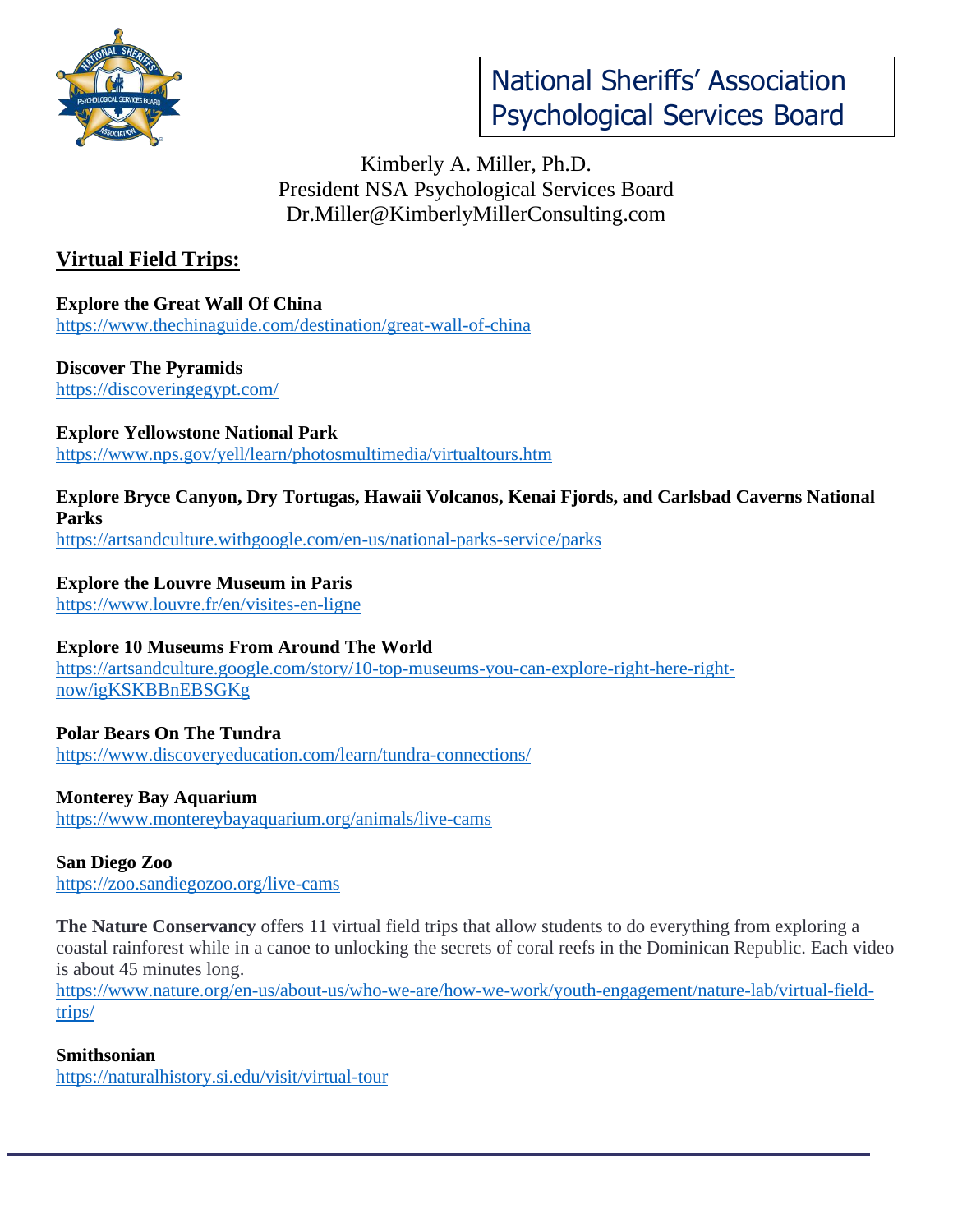# National Sheriffs' Association Psychological Services Board

Kimberly A. Miller, Ph.D.
President NSA Psychological Services Board
Dr.Miller@KimberlyMillerConsulting.com

## Virtual Field Trips:

**Explore the Great Wall Of China**
https://www.thechinaguide.com/destination/great-wall-of-china

**Discover The Pyramids**
https://discoveringegypt.com/

**Explore Yellowstone National Park**
https://www.nps.gov/yell/learn/photosmultimedia/virtualtours.htm

**Explore Bryce Canyon, Dry Tortugas, Hawaii Volcanos, Kenai Fjords, and Carlsbad Caverns National Parks**
https://artsandculture.withgoogle.com/en-us/national-parks-service/parks

**Explore the Louvre Museum in Paris**
https://www.louvre.fr/en/visites-en-ligne

**Explore 10 Museums From Around The World**
https://artsandculture.google.com/story/10-top-museums-you-can-explore-right-here-right-now/igKSKBBnEBSGKg

**Polar Bears On The Tundra**
https://www.discoveryeducation.com/learn/tundra-connections/

**Monterey Bay Aquarium**
https://www.montereybayaquarium.org/animals/live-cams

**San Diego Zoo**
https://zoo.sandiegozoo.org/live-cams

**The Nature Conservancy** offers 11 virtual field trips that allow students to do everything from exploring a coastal rainforest while in a canoe to unlocking the secrets of coral reefs in the Dominican Republic. Each video is about 45 minutes long.
https://www.nature.org/en-us/about-us/who-we-are/how-we-work/youth-engagement/nature-lab/virtual-field-trips/

**Smithsonian**
https://naturalhistory.si.edu/visit/virtual-tour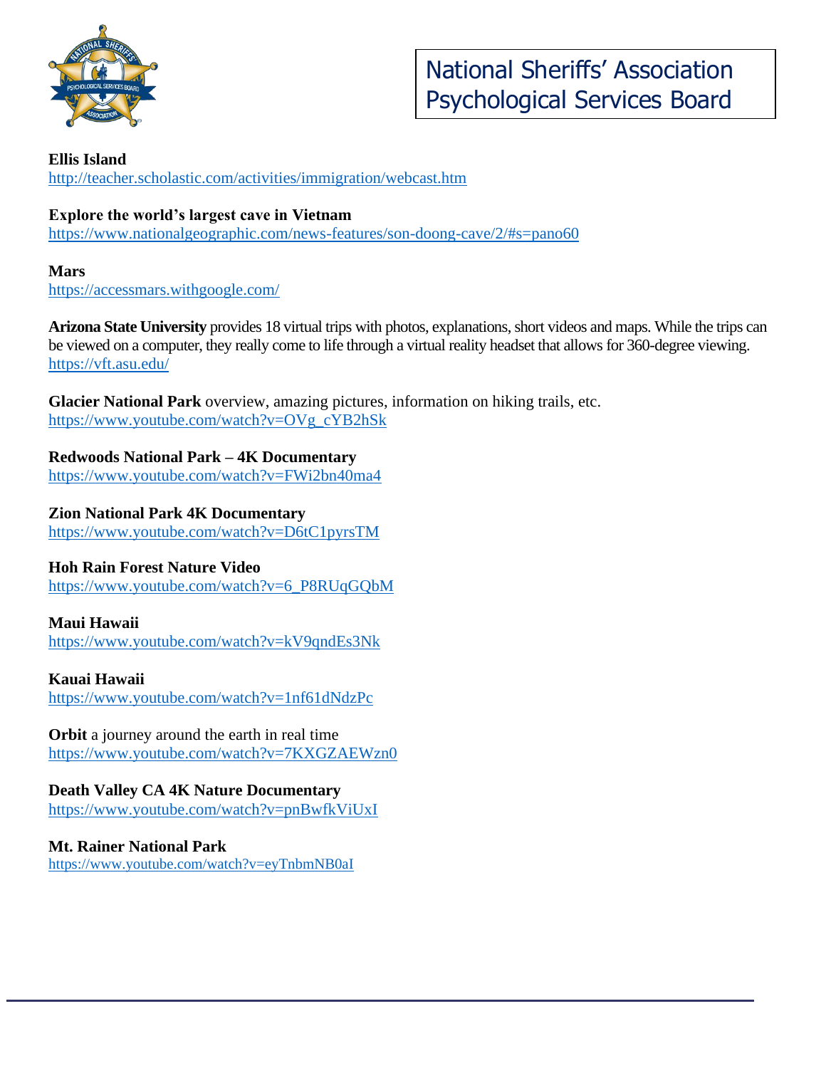**Ellis Island**
http://teacher.scholastic.com/activities/immigration/webcast.htm

**Explore the world's largest cave in Vietnam**
https://www.nationalgeographic.com/news-features/son-doong-cave/2/#s=pano60

**Mars**
https://accessmars.withgoogle.com/

**Arizona State University** provides 18 virtual trips with photos, explanations, short videos and maps. While the trips can be viewed on a computer, they really come to life through a virtual reality headset that allows for 360-degree viewing. https://vft.asu.edu/

**Glacier National Park** overview, amazing pictures, information on hiking trails, etc.
https://www.youtube.com/watch?v=OVg_cYB2hSk

**Redwoods National Park – 4K Documentary**
https://www.youtube.com/watch?v=FWi2bn40ma4

**Zion National Park 4K Documentary**
https://www.youtube.com/watch?v=D6tC1pyrsTM

**Hoh Rain Forest Nature Video**
https://www.youtube.com/watch?v=6_P8RUqGQbM

**Maui Hawaii**
https://www.youtube.com/watch?v=kV9qndEs3Nk

**Kauai Hawaii**
https://www.youtube.com/watch?v=1nf61dNdzPc

**Orbit** a journey around the earth in real time
https://www.youtube.com/watch?v=7KXGZAEWzn0

**Death Valley CA 4K Nature Documentary**
https://www.youtube.com/watch?v=pnBwfkViUxI

**Mt. Rainer National Park**
https://www.youtube.com/watch?v=eyTnbmNB0aI